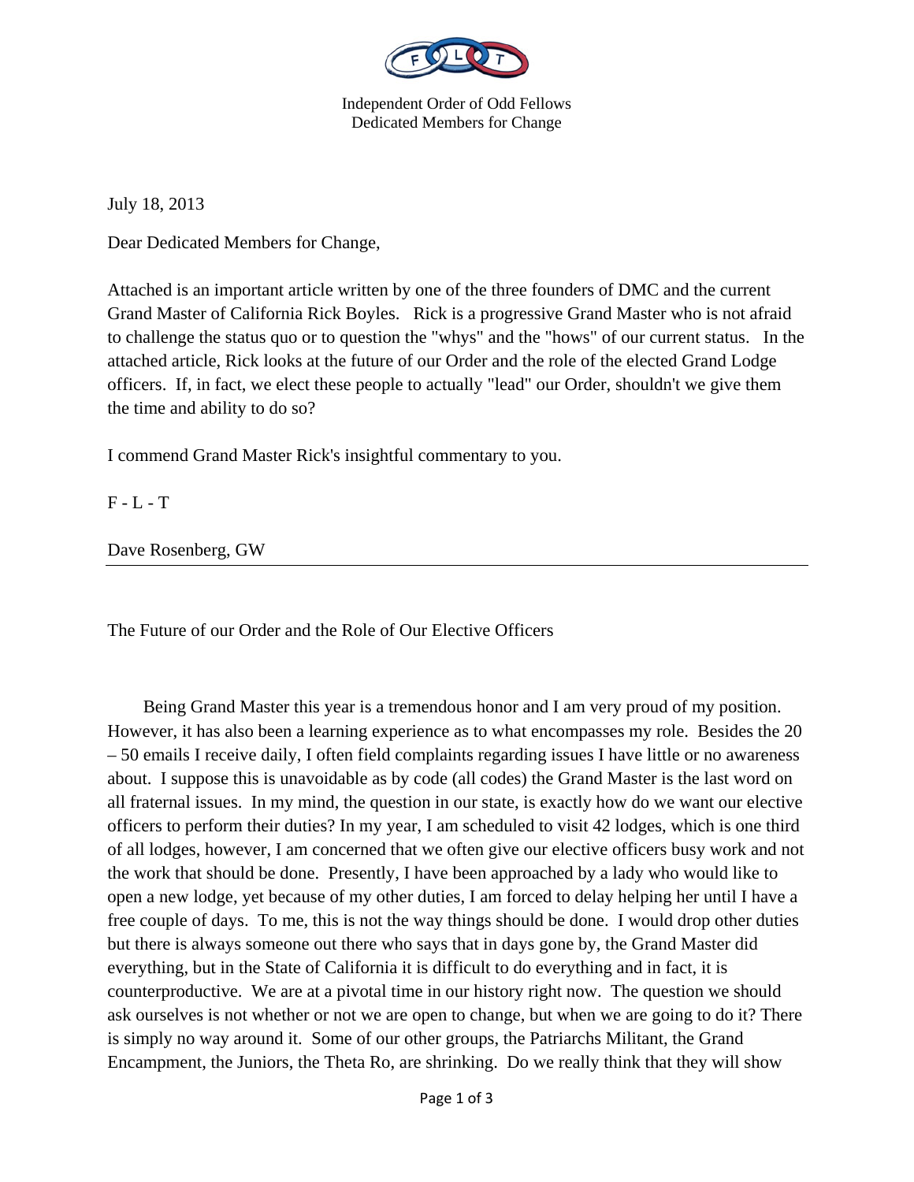Independent Order of Odd Fellows
Dedicated Members for Change

July 18, 2013

Dear Dedicated Members for Change,

Attached is an important article written by one of the three founders of DMC and the current Grand Master of California Rick Boyles. Rick is a progressive Grand Master who is not afraid to challenge the status quo or to question the "whys" and the "hows" of our current status. In the attached article, Rick looks at the future of our Order and the role of the elected Grand Lodge officers. If, in fact, we elect these people to actually "lead" our Order, shouldn't we give them the time and ability to do so?

I commend Grand Master Rick's insightful commentary to you.

F - L - T

Dave Rosenberg, GW

---

The Future of our Order and the Role of Our Elective Officers

Being Grand Master this year is a tremendous honor and I am very proud of my position. However, it has also been a learning experience as to what encompasses my role. Besides the 20 – 50 emails I receive daily, I often field complaints regarding issues I have little or no awareness about. I suppose this is unavoidable as by code (all codes) the Grand Master is the last word on all fraternal issues. In my mind, the question in our state, is exactly how do we want our elective officers to perform their duties? In my year, I am scheduled to visit 42 lodges, which is one third of all lodges, however, I am concerned that we often give our elective officers busy work and not the work that should be done. Presently, I have been approached by a lady who would like to open a new lodge, yet because of my other duties, I am forced to delay helping her until I have a free couple of days. To me, this is not the way things should be done. I would drop other duties but there is always someone out there who says that in days gone by, the Grand Master did everything, but in the State of California it is difficult to do everything and in fact, it is counterproductive. We are at a pivotal time in our history right now. The question we should ask ourselves is not whether or not we are open to change, but when we are going to do it? There is simply no way around it. Some of our other groups, the Patriarchs Militant, the Grand Encampment, the Juniors, the Theta Ro, are shrinking. Do we really think that they will show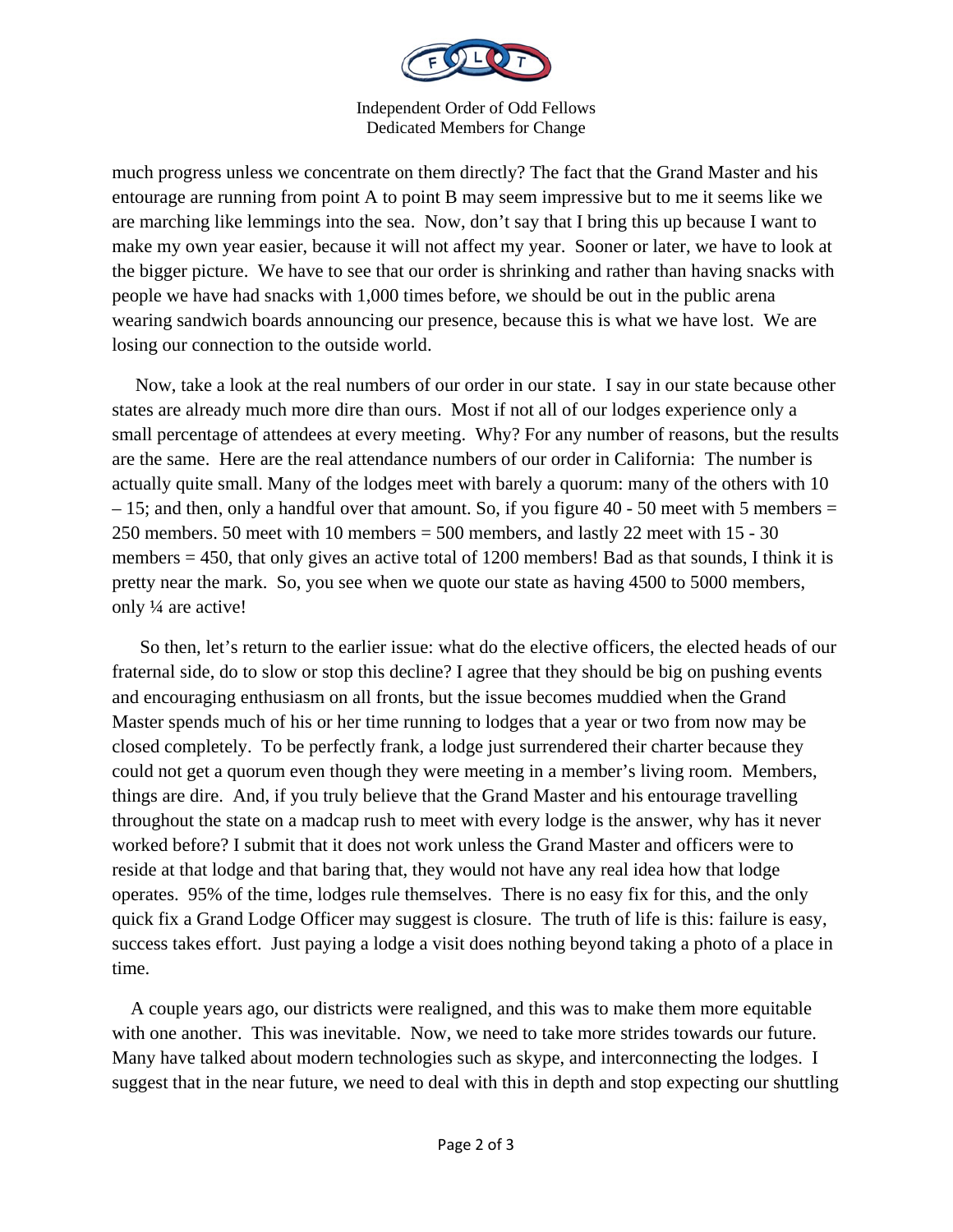much progress unless we concentrate on them directly? The fact that the Grand Master and his entourage are running from point A to point B may seem impressive but to me it seems like we are marching like lemmings into the sea. Now, don't say that I bring this up because I want to make my own year easier, because it will not affect my year. Sooner or later, we have to look at the bigger picture. We have to see that our order is shrinking and rather than having snacks with people we have had snacks with 1,000 times before, we should be out in the public arena wearing sandwich boards announcing our presence, because this is what we have lost. We are losing our connection to the outside world.

Now, take a look at the real numbers of our order in our state. I say in our state because other states are already much more dire than ours. Most if not all of our lodges experience only a small percentage of attendees at every meeting. Why? For any number of reasons, but the results are the same. Here are the real attendance numbers of our order in California: The number is actually quite small. Many of the lodges meet with barely a quorum: many of the others with 10 – 15; and then, only a handful over that amount. So, if you figure 40 - 50 meet with 5 members = 250 members. 50 meet with 10 members = 500 members, and lastly 22 meet with 15 - 30 members = 450, that only gives an active total of 1200 members! Bad as that sounds, I think it is pretty near the mark. So, you see when we quote our state as having 4500 to 5000 members, only ¼ are active!

So then, let's return to the earlier issue: what do the elective officers, the elected heads of our fraternal side, do to slow or stop this decline? I agree that they should be big on pushing events and encouraging enthusiasm on all fronts, but the issue becomes muddied when the Grand Master spends much of his or her time running to lodges that a year or two from now may be closed completely. To be perfectly frank, a lodge just surrendered their charter because they could not get a quorum even though they were meeting in a member's living room. Members, things are dire. And, if you truly believe that the Grand Master and his entourage travelling throughout the state on a madcap rush to meet with every lodge is the answer, why has it never worked before? I submit that it does not work unless the Grand Master and officers were to reside at that lodge and that baring that, they would not have any real idea how that lodge operates. 95% of the time, lodges rule themselves. There is no easy fix for this, and the only quick fix a Grand Lodge Officer may suggest is closure. The truth of life is this: failure is easy, success takes effort. Just paying a lodge a visit does nothing beyond taking a photo of a place in time.

A couple years ago, our districts were realigned, and this was to make them more equitable with one another. This was inevitable. Now, we need to take more strides towards our future. Many have talked about modern technologies such as skype, and interconnecting the lodges. I suggest that in the near future, we need to deal with this in depth and stop expecting our shuttling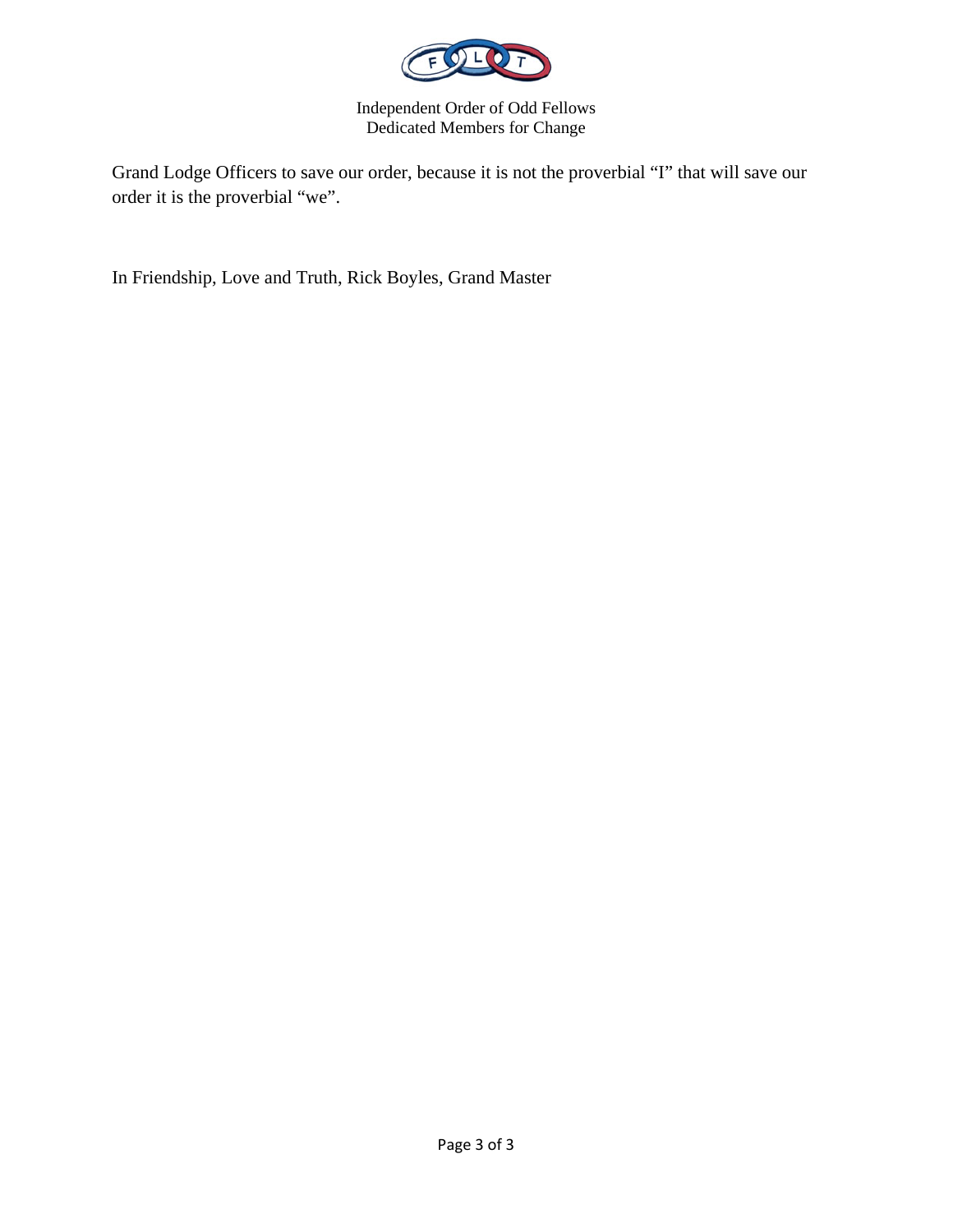Grand Lodge Officers to save our order, because it is not the proverbial "I" that will save our order it is the proverbial "we".

In Friendship, Love and Truth, Rick Boyles, Grand Master